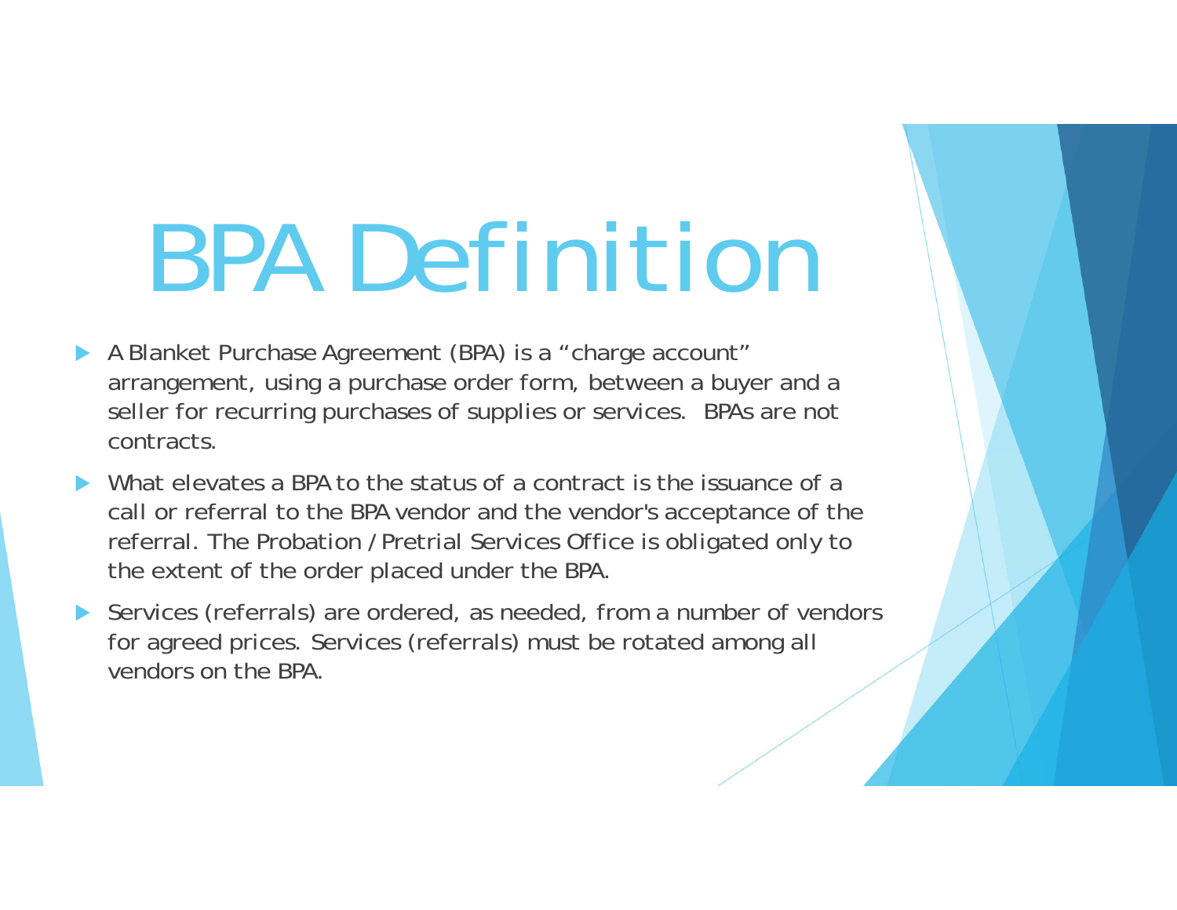# BPA Definition

- A Blanket Purchase Agreement (BPA) is a "charge account" arrangement, using a purchase order form, between a buyer and a seller for recurring purchases of supplies or services. BPAs are not contracts.
- What elevates a BPA to the status of a contract is the issuance of a call or referral to the BPA vendor and the vendor's acceptance of the referral. The Probation / Pretrial Services Office is obligated only to the extent of the order placed under the BPA.
- Services (referrals) are ordered, as needed, from a number of vendors for agreed prices. Services (referrals) must be rotated among all vendors on the BPA.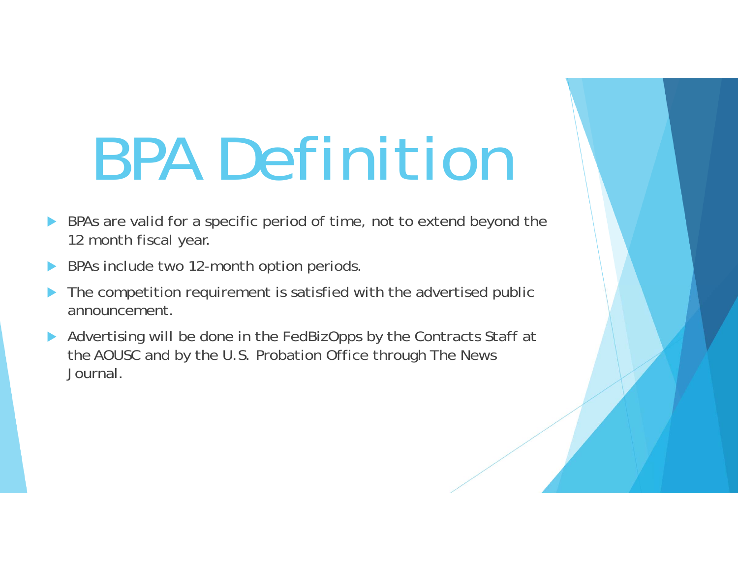# BPA Definition

- BPAs are valid for a specific period of time, not to extend beyond the 12 month fiscal year.
- BPAs include two 12-month option periods.
- The competition requirement is satisfied with the advertised public announcement.
- Advertising will be done in the FedBizOpps by the Contracts Staff at the AOUSC and by the U.S. Probation Office through The News Journal.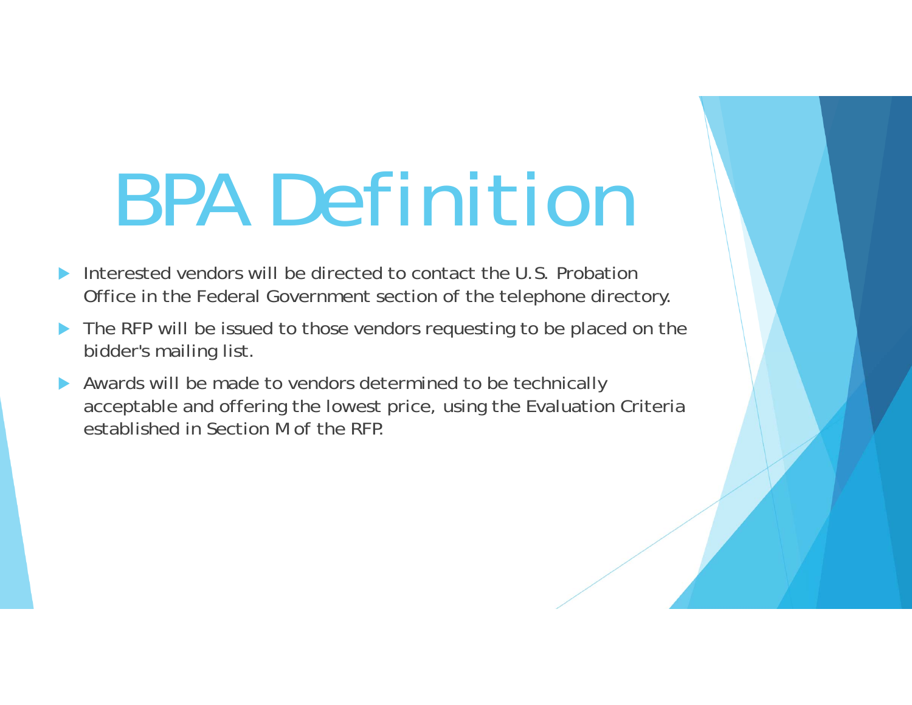# BPA Definition

- Interested vendors will be directed to contact the U.S. Probation Office in the Federal Government section of the telephone directory.
- The RFP will be issued to those vendors requesting to be placed on the bidder's mailing list.
- Awards will be made to vendors determined to be technically acceptable and offering the lowest price, using the Evaluation Criteria established in Section M of the RFP.